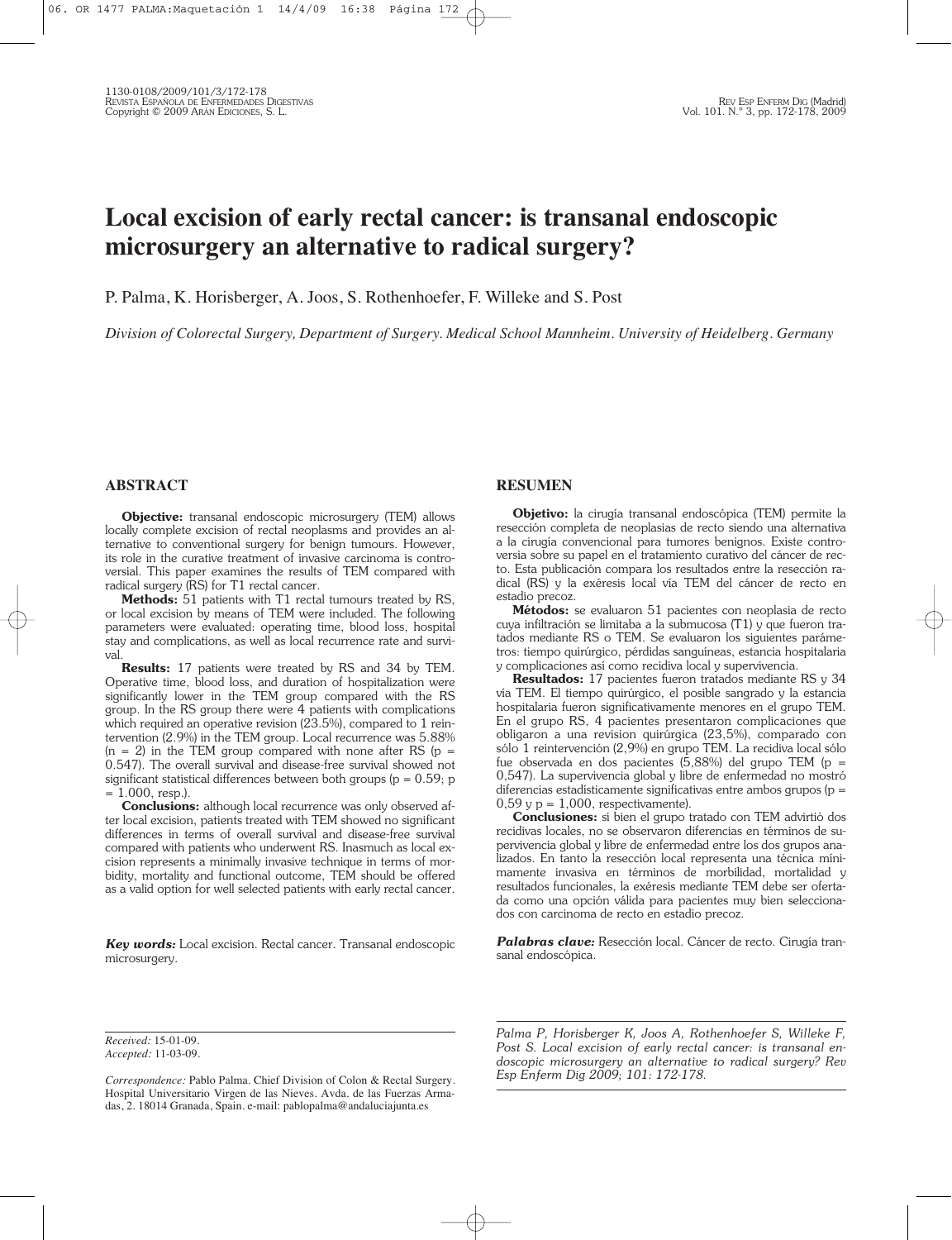# Local excision of early rectal cancer: is transanal endoscopic microsurgery an alternative to radical surgery?

P. Palma, K. Horisberger, A. Joos, S. Rothenhoefer, F. Willeke and S. Post

*Division of Colorectal Surgery, Department of Surgery. Medical School Mannheim. University of Heidelberg. Germany*

## ABSTRACT

**Objective:** transanal endoscopic microsurgery (TEM) allows locally complete excision of rectal neoplasms and provides an alternative to conventional surgery for benign tumours. However, its role in the curative treatment of invasive carcinoma is controversial. This paper examines the results of TEM compared with radical surgery (RS) for T1 rectal cancer.

**Methods:** 51 patients with T1 rectal tumours treated by RS, or local excision by means of TEM were included. The following parameters were evaluated: operating time, blood loss, hospital stay and complications, as well as local recurrence rate and survival.

**Results:** 17 patients were treated by RS and 34 by TEM. Operative time, blood loss, and duration of hospitalization were significantly lower in the TEM group compared with the RS group. In the RS group there were 4 patients with complications which required an operative revision (23.5%), compared to 1 reintervention (2.9%) in the TEM group. Local recurrence was 5.88% (n = 2) in the TEM group compared with none after RS ($p$ = 0.547). The overall survival and disease-free survival showed not significant statistical differences between both groups ($p$ = 0.59; $p$ = 1.000, resp.).

**Conclusions:** although local recurrence was only observed after local excision, patients treated with TEM showed no significant differences in terms of overall survival and disease-free survival compared with patients who underwent RS. Inasmuch as local excision represents a minimally invasive technique in terms of morbidity, mortality and functional outcome, TEM should be offered as a valid option for well selected patients with early rectal cancer.

***Key words:*** Local excision. Rectal cancer. Transanal endoscopic microsurgery.

## RESUMEN

**Objetivo:** la cirugía transanal endoscópica (TEM) permite la resección completa de neoplasias de recto siendo una alternativa a la cirugía convencional para tumores benignos. Existe controversia sobre su papel en el tratamiento curativo del cáncer de recto. Esta publicación compara los resultados entre la resección radical (RS) y la exéresis local vía TEM del cáncer de recto en estadio precoz.

**Métodos:** se evaluaron 51 pacientes con neoplasia de recto cuya infiltración se limitaba a la submucosa (T1) y que fueron tratados mediante RS o TEM. Se evaluaron los siguientes parámetros: tiempo quirúrgico, pérdidas sanguíneas, estancia hospitalaria y complicaciones así como recidiva local y supervivencia.

**Resultados:** 17 pacientes fueron tratados mediante RS y 34 vía TEM. El tiempo quirúrgico, el posible sangrado y la estancia hospitalaria fueron significativamente menores en el grupo TEM. En el grupo RS, 4 pacientes presentaron complicaciones que obligaron a una revision quirúrgica (23,5%), comparado con sólo 1 reintervención (2,9%) en grupo TEM. La recidiva local sólo fue observada en dos pacientes (5,88%) del grupo TEM ($p$ = 0,547). La supervivencia global y libre de enfermedad no mostró diferencias estadísticamente significativas entre ambos grupos ($p$ = 0,59 y $p$ = 1,000, respectivamente).

**Conclusiones:** si bien el grupo tratado con TEM advirtió dos recidivas locales, no se observaron diferencias en términos de supervivencia global y libre de enfermedad entre los dos grupos analizados. En tanto la resección local representa una técnica mínimamente invasiva en términos de morbilidad, mortalidad y resultados funcionales, la exéresis mediante TEM debe ser ofertada como una opción válida para pacientes muy bien seleccionados con carcinoma de recto en estadio precoz.

***Palabras clave:*** Resección local. Cáncer de recto. Cirugía transanal endoscópica.

*Received:* 15-01-09.
*Accepted:* 11-03-09.

*Correspondence:* Pablo Palma. Chief Division of Colon & Rectal Surgery. Hospital Universitario Virgen de las Nieves. Avda. de las Fuerzas Armadas, 2. 18014 Granada, Spain. e-mail: pablopalma@andaluciajunta.es

*Palma P, Horisberger K, Joos A, Rothenhoefer S, Willeke F, Post S. Local excision of early rectal cancer: is transanal endoscopic microsurgery an alternative to radical surgery? Rev Esp Enferm Dig 2009; 101: 172-178.*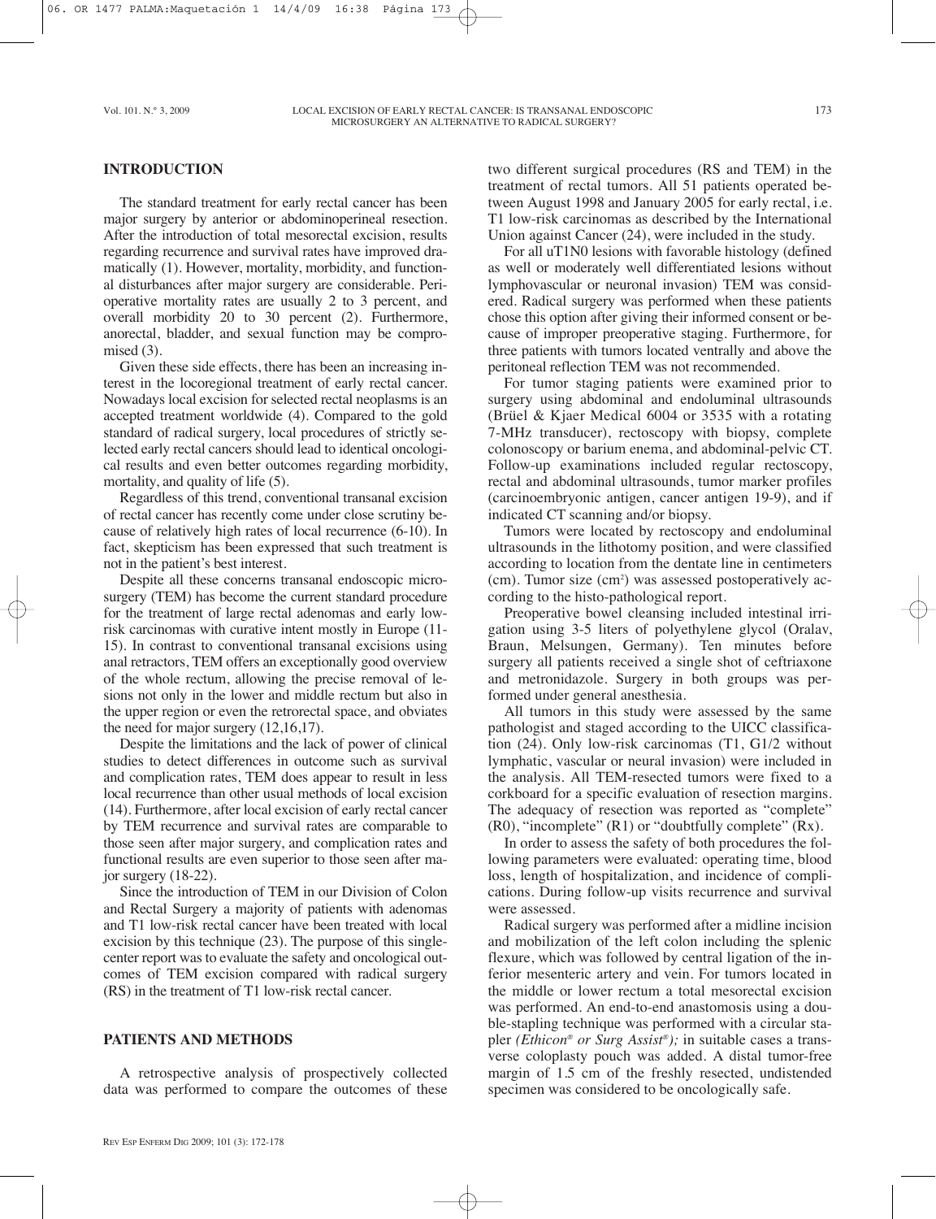## INTRODUCTION

The standard treatment for early rectal cancer has been major surgery by anterior or abdominoperineal resection. After the introduction of total mesorectal excision, results regarding recurrence and survival rates have improved dramatically (1). However, mortality, morbidity, and functional disturbances after major surgery are considerable. Perioperative mortality rates are usually 2 to 3 percent, and overall morbidity 20 to 30 percent (2). Furthermore, anorectal, bladder, and sexual function may be compromised (3).

Given these side effects, there has been an increasing interest in the locoregional treatment of early rectal cancer. Nowadays local excision for selected rectal neoplasms is an accepted treatment worldwide (4). Compared to the gold standard of radical surgery, local procedures of strictly selected early rectal cancers should lead to identical oncological results and even better outcomes regarding morbidity, mortality, and quality of life (5).

Regardless of this trend, conventional transanal excision of rectal cancer has recently come under close scrutiny because of relatively high rates of local recurrence (6-10). In fact, skepticism has been expressed that such treatment is not in the patient's best interest.

Despite all these concerns transanal endoscopic microsurgery (TEM) has become the current standard procedure for the treatment of large rectal adenomas and early low-risk carcinomas with curative intent mostly in Europe (11-15). In contrast to conventional transanal excisions using anal retractors, TEM offers an exceptionally good overview of the whole rectum, allowing the precise removal of lesions not only in the lower and middle rectum but also in the upper region or even the retrorectal space, and obviates the need for major surgery (12,16,17).

Despite the limitations and the lack of power of clinical studies to detect differences in outcome such as survival and complication rates, TEM does appear to result in less local recurrence than other usual methods of local excision (14). Furthermore, after local excision of early rectal cancer by TEM recurrence and survival rates are comparable to those seen after major surgery, and complication rates and functional results are even superior to those seen after major surgery (18-22).

Since the introduction of TEM in our Division of Colon and Rectal Surgery a majority of patients with adenomas and T1 low-risk rectal cancer have been treated with local excision by this technique (23). The purpose of this single-center report was to evaluate the safety and oncological outcomes of TEM excision compared with radical surgery (RS) in the treatment of T1 low-risk rectal cancer.

## PATIENTS AND METHODS

A retrospective analysis of prospectively collected data was performed to compare the outcomes of these two different surgical procedures (RS and TEM) in the treatment of rectal tumors. All 51 patients operated between August 1998 and January 2005 for early rectal, i.e. T1 low-risk carcinomas as described by the International Union against Cancer (24), were included in the study.

For all uT1N0 lesions with favorable histology (defined as well or moderately well differentiated lesions without lymphovascular or neuronal invasion) TEM was considered. Radical surgery was performed when these patients chose this option after giving their informed consent or because of improper preoperative staging. Furthermore, for three patients with tumors located ventrally and above the peritoneal reflection TEM was not recommended.

For tumor staging patients were examined prior to surgery using abdominal and endoluminal ultrasounds (Brüel & Kjaer Medical 6004 or 3535 with a rotating 7-MHz transducer), rectoscopy with biopsy, complete colonoscopy or barium enema, and abdominal-pelvic CT. Follow-up examinations included regular rectoscopy, rectal and abdominal ultrasounds, tumor marker profiles (carcinoembryonic antigen, cancer antigen 19-9), and if indicated CT scanning and/or biopsy.

Tumors were located by rectoscopy and endoluminal ultrasounds in the lithotomy position, and were classified according to location from the dentate line in centimeters (cm). Tumor size ($cm^2$) was assessed postoperatively according to the histo-pathological report.

Preoperative bowel cleansing included intestinal irrigation using 3-5 liters of polyethylene glycol (Oralav, Braun, Melsungen, Germany). Ten minutes before surgery all patients received a single shot of ceftriaxone and metronidazole. Surgery in both groups was performed under general anesthesia.

All tumors in this study were assessed by the same pathologist and staged according to the UICC classification (24). Only low-risk carcinomas (T1, G1/2 without lymphatic, vascular or neural invasion) were included in the analysis. All TEM-resected tumors were fixed to a corkboard for a specific evaluation of resection margins. The adequacy of resection was reported as "complete" (R0), "incomplete" (R1) or "doubtfully complete" (Rx).

In order to assess the safety of both procedures the following parameters were evaluated: operating time, blood loss, length of hospitalization, and incidence of complications. During follow-up visits recurrence and survival were assessed.

Radical surgery was performed after a midline incision and mobilization of the left colon including the splenic flexure, which was followed by central ligation of the inferior mesenteric artery and vein. For tumors located in the middle or lower rectum a total mesorectal excision was performed. An end-to-end anastomosis using a double-stapling technique was performed with a circular stapler *(Ethicon® or Surg Assist®);* in suitable cases a transverse coloplasty pouch was added. A distal tumor-free margin of 1.5 cm of the freshly resected, undistended specimen was considered to be oncologically safe.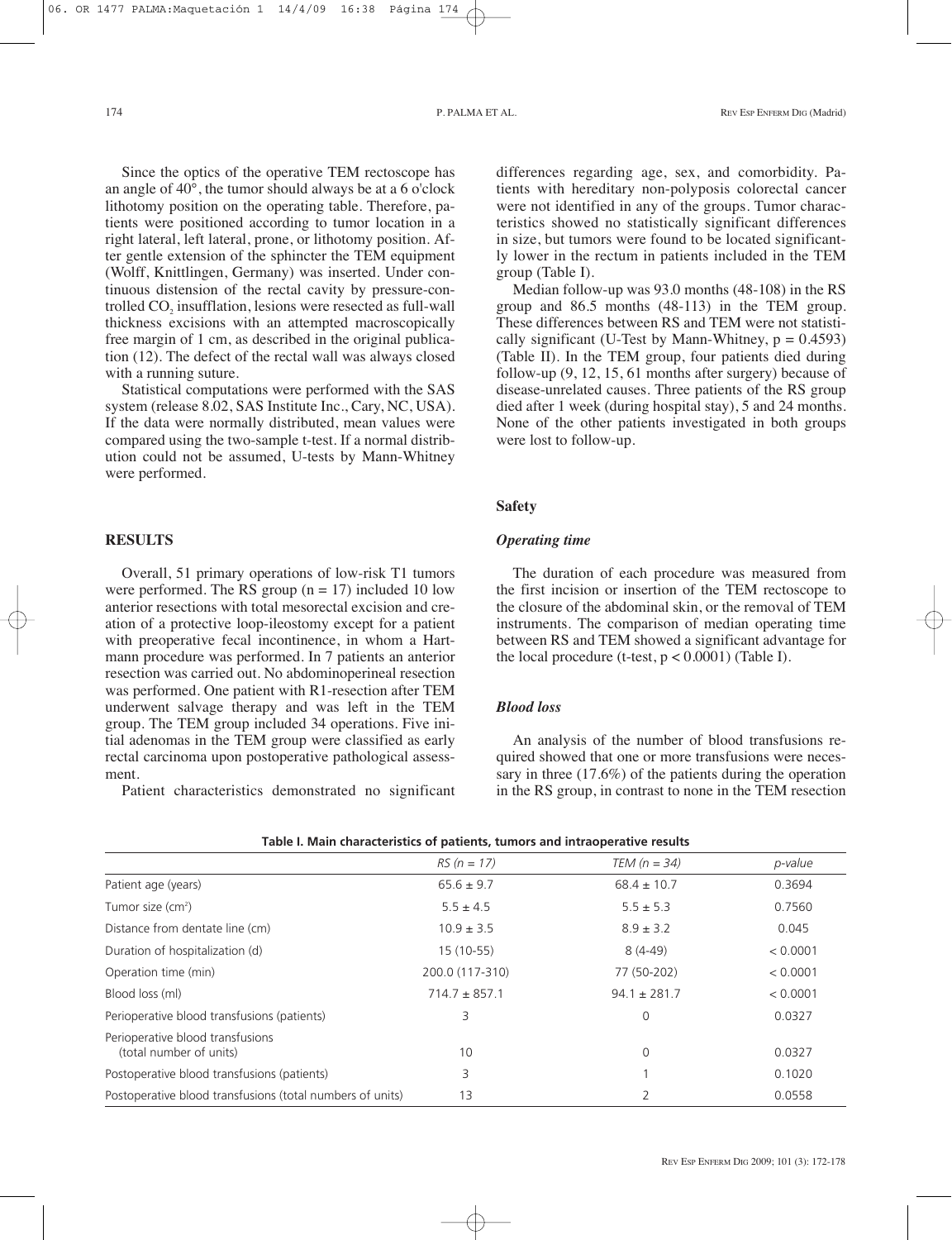Since the optics of the operative TEM rectoscope has an angle of 40°, the tumor should always be at a 6 o'clock lithotomy position on the operating table. Therefore, patients were positioned according to tumor location in a right lateral, left lateral, prone, or lithotomy position. After gentle extension of the sphincter the TEM equipment (Wolff, Knittlingen, Germany) was inserted. Under continuous distension of the rectal cavity by pressure-controlled $CO_2$ insufflation, lesions were resected as full-wall thickness excisions with an attempted macroscopically free margin of 1 cm, as described in the original publication (12). The defect of the rectal wall was always closed with a running suture.

Statistical computations were performed with the SAS system (release 8.02, SAS Institute Inc., Cary, NC, USA). If the data were normally distributed, mean values were compared using the two-sample t-test. If a normal distribution could not be assumed, U-tests by Mann-Whitney were performed.

## RESULTS

Overall, 51 primary operations of low-risk T1 tumors were performed. The RS group (n = 17) included 10 low anterior resections with total mesorectal excision and creation of a protective loop-ileostomy except for a patient with preoperative fecal incontinence, in whom a Hartmann procedure was performed. In 7 patients an anterior resection was carried out. No abdominoperineal resection was performed. One patient with R1-resection after TEM underwent salvage therapy and was left in the TEM group. The TEM group included 34 operations. Five initial adenomas in the TEM group were classified as early rectal carcinoma upon postoperative pathological assessment.

Patient characteristics demonstrated no significant differences regarding age, sex, and comorbidity. Patients with hereditary non-polyposis colorectal cancer were not identified in any of the groups. Tumor characteristics showed no statistically significant differences in size, but tumors were found to be located significantly lower in the rectum in patients included in the TEM group (Table I).

Median follow-up was 93.0 months (48-108) in the RS group and 86.5 months (48-113) in the TEM group. These differences between RS and TEM were not statistically significant (U-Test by Mann-Whitney, $p = 0.4593$) (Table II). In the TEM group, four patients died during follow-up (9, 12, 15, 61 months after surgery) because of disease-unrelated causes. Three patients of the RS group died after 1 week (during hospital stay), 5 and 24 months. None of the other patients investigated in both groups were lost to follow-up.

### Safety

#### *Operating time*

The duration of each procedure was measured from the first incision or insertion of the TEM rectoscope to the closure of the abdominal skin, or the removal of TEM instruments. The comparison of median operating time between RS and TEM showed a significant advantage for the local procedure (t-test, $p < 0.0001$) (Table I).

#### *Blood loss*

An analysis of the number of blood transfusions required showed that one or more transfusions were necessary in three (17.6%) of the patients during the operation in the RS group, in contrast to none in the TEM resection

**Table I. Main characteristics of patients, tumors and intraoperative results**

| | *RS (n = 17)* | *TEM (n = 34)* | *p-value* |
|---|---|---|---|
| Patient age (years) | 65.6 ± 9.7 | 68.4 ± 10.7 | 0.3694 |
| Tumor size (cm²) | 5.5 ± 4.5 | 5.5 ± 5.3 | 0.7560 |
| Distance from dentate line (cm) | 10.9 ± 3.5 | 8.9 ± 3.2 | 0.045 |
| Duration of hospitalization (d) | 15 (10-55) | 8 (4-49) | < 0.0001 |
| Operation time (min) | 200.0 (117-310) | 77 (50-202) | < 0.0001 |
| Blood loss (ml) | 714.7 ± 857.1 | 94.1 ± 281.7 | < 0.0001 |
| Perioperative blood transfusions (patients) | 3 | 0 | 0.0327 |
| Perioperative blood transfusions (total number of units) | 10 | 0 | 0.0327 |
| Postoperative blood transfusions (patients) | 3 | 1 | 0.1020 |
| Postoperative blood transfusions (total numbers of units) | 13 | 2 | 0.0558 |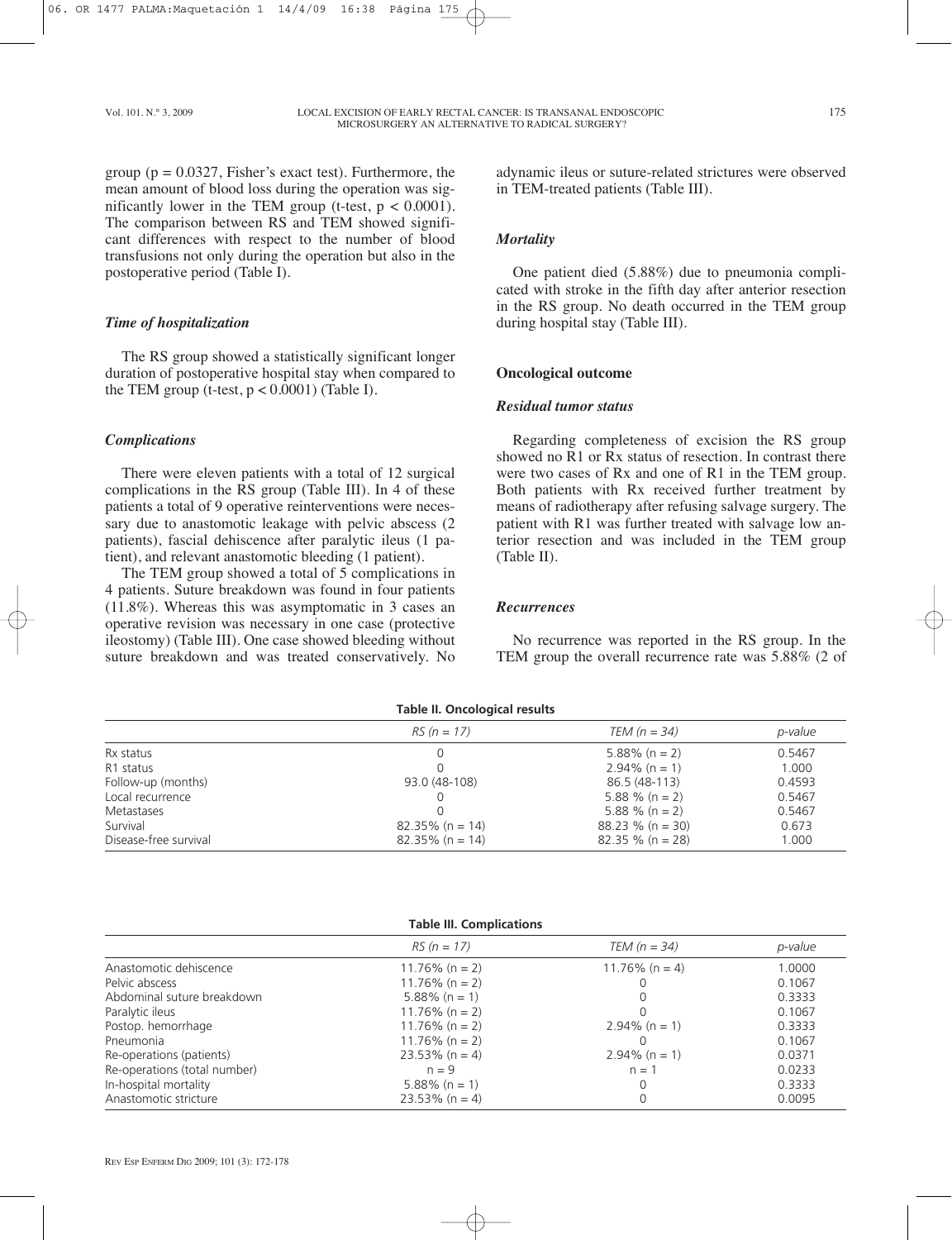group ($p = 0.0327$, Fisher's exact test). Furthermore, the mean amount of blood loss during the operation was significantly lower in the TEM group (t-test, $p < 0.0001$). The comparison between RS and TEM showed significant differences with respect to the number of blood transfusions not only during the operation but also in the postoperative period (Table I).

### *Time of hospitalization*

The RS group showed a statistically significant longer duration of postoperative hospital stay when compared to the TEM group (t-test, $p < 0.0001$) (Table I).

### *Complications*

There were eleven patients with a total of 12 surgical complications in the RS group (Table III). In 4 of these patients a total of 9 operative reinterventions were necessary due to anastomotic leakage with pelvic abscess (2 patients), fascial dehiscence after paralytic ileus (1 patient), and relevant anastomotic bleeding (1 patient).

The TEM group showed a total of 5 complications in 4 patients. Suture breakdown was found in four patients (11.8%). Whereas this was asymptomatic in 3 cases an operative revision was necessary in one case (protective ileostomy) (Table III). One case showed bleeding without suture breakdown and was treated conservatively. No adynamic ileus or suture-related strictures were observed in TEM-treated patients (Table III).

### *Mortality*

One patient died (5.88%) due to pneumonia complicated with stroke in the fifth day after anterior resection in the RS group. No death occurred in the TEM group during hospital stay (Table III).

## Oncological outcome

### *Residual tumor status*

Regarding completeness of excision the RS group showed no R1 or Rx status of resection. In contrast there were two cases of Rx and one of R1 in the TEM group. Both patients with Rx received further treatment by means of radiotherapy after refusing salvage surgery. The patient with R1 was further treated with salvage low anterior resection and was included in the TEM group (Table II).

### *Recurrences*

No recurrence was reported in the RS group. In the TEM group the overall recurrence rate was 5.88% (2 of

**Table II. Oncological results**

| | *RS (n = 17)* | *TEM (n = 34)* | *p-value* |
|---|---|---|---|
| Rx status | 0 | 5.88% (n = 2) | 0.5467 |
| R1 status | 0 | 2.94% (n = 1) | 1.000 |
| Follow-up (months) | 93.0 (48-108) | 86.5 (48-113) | 0.4593 |
| Local recurrence | 0 | 5.88 % (n = 2) | 0.5467 |
| Metastases | 0 | 5.88 % (n = 2) | 0.5467 |
| Survival | 82.35% (n = 14) | 88.23 % (n = 30) | 0.673 |
| Disease-free survival | 82.35% (n = 14) | 82.35 % (n = 28) | 1.000 |

**Table III. Complications**

| | *RS (n = 17)* | *TEM (n = 34)* | *p-value* |
|---|---|---|---|
| Anastomotic dehiscence | 11.76% (n = 2) | 11.76% (n = 4) | 1.0000 |
| Pelvic abscess | 11.76% (n = 2) | 0 | 0.1067 |
| Abdominal suture breakdown | 5.88% (n = 1) | 0 | 0.3333 |
| Paralytic ileus | 11.76% (n = 2) | 0 | 0.1067 |
| Postop. hemorrhage | 11.76% (n = 2) | 2.94% (n = 1) | 0.3333 |
| Pneumonia | 11.76% (n = 2) | 0 | 0.1067 |
| Re-operations (patients) | 23.53% (n = 4) | 2.94% (n = 1) | 0.0371 |
| Re-operations (total number) | n = 9 | n = 1 | 0.0233 |
| In-hospital mortality | 5.88% (n = 1) | 0 | 0.3333 |
| Anastomotic stricture | 23.53% (n = 4) | 0 | 0.0095 |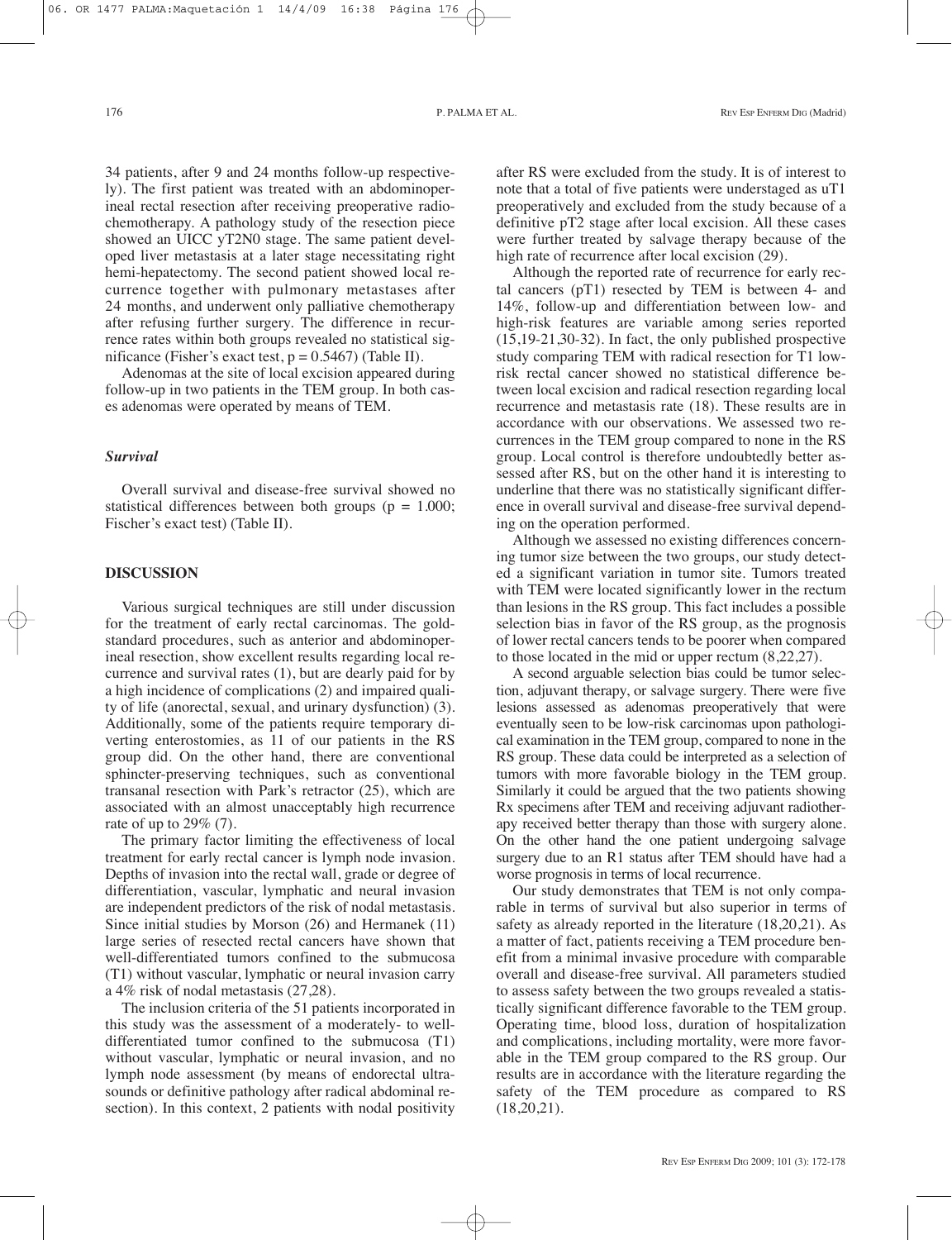34 patients, after 9 and 24 months follow-up respectively). The first patient was treated with an abdominoperineal rectal resection after receiving preoperative radiochemotherapy. A pathology study of the resection piece showed an UICC yT2N0 stage. The same patient developed liver metastasis at a later stage necessitating right hemi-hepatectomy. The second patient showed local recurrence together with pulmonary metastases after 24 months, and underwent only palliative chemotherapy after refusing further surgery. The difference in recurrence rates within both groups revealed no statistical significance (Fisher's exact test, $p = 0.5467$) (Table II).

Adenomas at the site of local excision appeared during follow-up in two patients in the TEM group. In both cases adenomas were operated by means of TEM.

### *Survival*

Overall survival and disease-free survival showed no statistical differences between both groups ($p = 1.000$; Fischer's exact test) (Table II).

## DISCUSSION

Various surgical techniques are still under discussion for the treatment of early rectal carcinomas. The gold-standard procedures, such as anterior and abdominoperineal resection, show excellent results regarding local recurrence and survival rates (1), but are dearly paid for by a high incidence of complications (2) and impaired quality of life (anorectal, sexual, and urinary dysfunction) (3). Additionally, some of the patients require temporary diverting enterostomies, as 11 of our patients in the RS group did. On the other hand, there are conventional sphincter-preserving techniques, such as conventional transanal resection with Park's retractor (25), which are associated with an almost unacceptably high recurrence rate of up to 29% (7).

The primary factor limiting the effectiveness of local treatment for early rectal cancer is lymph node invasion. Depths of invasion into the rectal wall, grade or degree of differentiation, vascular, lymphatic and neural invasion are independent predictors of the risk of nodal metastasis. Since initial studies by Morson (26) and Hermanek (11) large series of resected rectal cancers have shown that well-differentiated tumors confined to the submucosa (T1) without vascular, lymphatic or neural invasion carry a 4% risk of nodal metastasis (27,28).

The inclusion criteria of the 51 patients incorporated in this study was the assessment of a moderately- to well-differentiated tumor confined to the submucosa (T1) without vascular, lymphatic or neural invasion, and no lymph node assessment (by means of endorectal ultrasounds or definitive pathology after radical abdominal resection). In this context, 2 patients with nodal positivity after RS were excluded from the study. It is of interest to note that a total of five patients were understaged as uT1 preoperatively and excluded from the study because of a definitive pT2 stage after local excision. All these cases were further treated by salvage therapy because of the high rate of recurrence after local excision (29).

Although the reported rate of recurrence for early rectal cancers (pT1) resected by TEM is between 4- and 14%, follow-up and differentiation between low- and high-risk features are variable among series reported (15,19-21,30-32). In fact, the only published prospective study comparing TEM with radical resection for T1 low-risk rectal cancer showed no statistical difference between local excision and radical resection regarding local recurrence and metastasis rate (18). These results are in accordance with our observations. We assessed two recurrences in the TEM group compared to none in the RS group. Local control is therefore undoubtedly better assessed after RS, but on the other hand it is interesting to underline that there was no statistically significant difference in overall survival and disease-free survival depending on the operation performed.

Although we assessed no existing differences concerning tumor size between the two groups, our study detected a significant variation in tumor site. Tumors treated with TEM were located significantly lower in the rectum than lesions in the RS group. This fact includes a possible selection bias in favor of the RS group, as the prognosis of lower rectal cancers tends to be poorer when compared to those located in the mid or upper rectum (8,22,27).

A second arguable selection bias could be tumor selection, adjuvant therapy, or salvage surgery. There were five lesions assessed as adenomas preoperatively that were eventually seen to be low-risk carcinomas upon pathological examination in the TEM group, compared to none in the RS group. These data could be interpreted as a selection of tumors with more favorable biology in the TEM group. Similarly it could be argued that the two patients showing Rx specimens after TEM and receiving adjuvant radiotherapy received better therapy than those with surgery alone. On the other hand the one patient undergoing salvage surgery due to an R1 status after TEM should have had a worse prognosis in terms of local recurrence.

Our study demonstrates that TEM is not only comparable in terms of survival but also superior in terms of safety as already reported in the literature (18,20,21). As a matter of fact, patients receiving a TEM procedure benefit from a minimal invasive procedure with comparable overall and disease-free survival. All parameters studied to assess safety between the two groups revealed a statistically significant difference favorable to the TEM group. Operating time, blood loss, duration of hospitalization and complications, including mortality, were more favorable in the TEM group compared to the RS group. Our results are in accordance with the literature regarding the safety of the TEM procedure as compared to RS (18,20,21).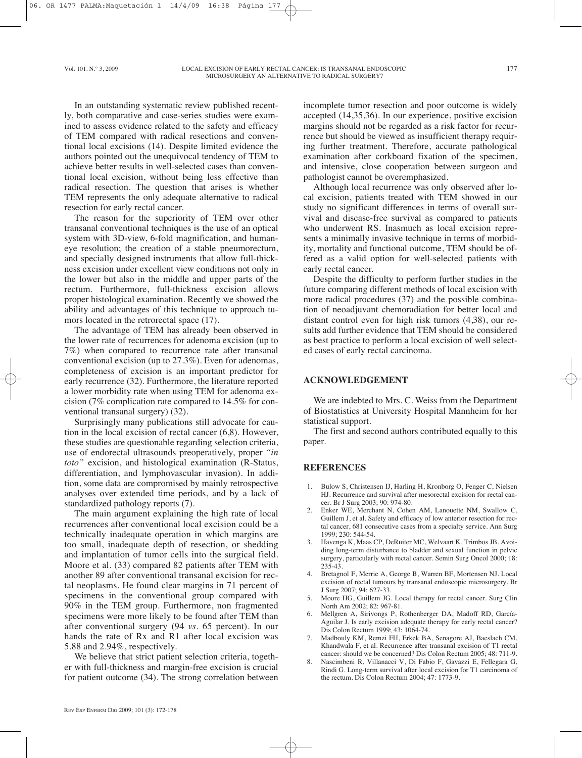In an outstanding systematic review published recently, both comparative and case-series studies were examined to assess evidence related to the safety and efficacy of TEM compared with radical resections and conventional local excisions (14). Despite limited evidence the authors pointed out the unequivocal tendency of TEM to achieve better results in well-selected cases than conventional local excision, without being less effective than radical resection. The question that arises is whether TEM represents the only adequate alternative to radical resection for early rectal cancer.

The reason for the superiority of TEM over other transanal conventional techniques is the use of an optical system with 3D-view, 6-fold magnification, and human-eye resolution; the creation of a stable pneumorectum, and specially designed instruments that allow full-thickness excision under excellent view conditions not only in the lower but also in the middle and upper parts of the rectum. Furthermore, full-thickness excision allows proper histological examination. Recently we showed the ability and advantages of this technique to approach tumors located in the retrorectal space (17).

The advantage of TEM has already been observed in the lower rate of recurrences for adenoma excision (up to 7%) when compared to recurrence rate after transanal conventional excision (up to 27.3%). Even for adenomas, completeness of excision is an important predictor for early recurrence (32). Furthermore, the literature reported a lower morbidity rate when using TEM for adenoma excision (7% complication rate compared to 14.5% for conventional transanal surgery) (32).

Surprisingly many publications still advocate for caution in the local excision of rectal cancer (6,8). However, these studies are questionable regarding selection criteria, use of endorectal ultrasounds preoperatively, proper *"in toto"* excision, and histological examination (R-Status, differentiation, and lymphovascular invasion). In addition, some data are compromised by mainly retrospective analyses over extended time periods, and by a lack of standardized pathology reports (7).

The main argument explaining the high rate of local recurrences after conventional local excision could be a technically inadequate operation in which margins are too small, inadequate depth of resection, or shedding and implantation of tumor cells into the surgical field. Moore et al. (33) compared 82 patients after TEM with another 89 after conventional transanal excision for rectal neoplasms. He found clear margins in 71 percent of specimens in the conventional group compared with 90% in the TEM group. Furthermore, non fragmented specimens were more likely to be found after TEM than after conventional surgery (94 *vs.* 65 percent). In our hands the rate of Rx and R1 after local excision was 5.88 and 2.94%, respectively.

We believe that strict patient selection criteria, together with full-thickness and margin-free excision is crucial for patient outcome (34). The strong correlation between incomplete tumor resection and poor outcome is widely accepted (14,35,36). In our experience, positive excision margins should not be regarded as a risk factor for recurrence but should be viewed as insufficient therapy requiring further treatment. Therefore, accurate pathological examination after corkboard fixation of the specimen, and intensive, close cooperation between surgeon and pathologist cannot be overemphasized.

Although local recurrence was only observed after local excision, patients treated with TEM showed in our study no significant differences in terms of overall survival and disease-free survival as compared to patients who underwent RS. Inasmuch as local excision represents a minimally invasive technique in terms of morbidity, mortality and functional outcome, TEM should be offered as a valid option for well-selected patients with early rectal cancer.

Despite the difficulty to perform further studies in the future comparing different methods of local excision with more radical procedures (37) and the possible combination of neoadjuvant chemoradiation for better local and distant control even for high risk tumors (4,38), our results add further evidence that TEM should be considered as best practice to perform a local excision of well selected cases of early rectal carcinoma.

## ACKNOWLEDGEMENT

We are indebted to Mrs. C. Weiss from the Department of Biostatistics at University Hospital Mannheim for her statistical support.

The first and second authors contributed equally to this paper.

## REFERENCES

1. Bulow S, Christensen IJ, Harling H, Kronborg O, Fenger C, Nielsen HJ. Recurrence and survival after mesorectal excision for rectal cancer. Br J Surg 2003; 90: 974-80.
2. Enker WE, Merchant N, Cohen AM, Lanouette NM, Swallow C, Guillem J, et al. Safety and efficacy of low anterior resection for rectal cancer, 681 consecutive cases from a specialty service. Ann Surg 1999; 230: 544-54.
3. Havenga K, Maas CP, DeRuiter MC, Welvaart K, Trimbos JB. Avoiding long-term disturbance to bladder and sexual function in pelvic surgery, particularly with rectal cancer. Semin Surg Oncol 2000; 18: 235-43.
4. Bretagnol F, Merrie A, George B, Warren BF, Mortensen NJ. Local excision of rectal tumours by transanal endoscopic microsurgery. Br J Surg 2007; 94: 627-33.
5. Moore HG, Guillem JG. Local therapy for rectal cancer. Surg Clin North Am 2002; 82: 967-81.
6. Mellgren A, Sirivongs P, Rothenberger DA, Madoff RD, García-Aguilar J. Is early excision adequate therapy for early rectal cancer? Dis Colon Rectum 1999; 43: 1064-74.
7. Madbouly KM, Remzi FH, Erkek BA, Senagore AJ, Baeslach CM, Khandwala F, et al. Recurrence after transanal excision of T1 rectal cancer: should we be concerned? Dis Colon Rectum 2005; 48: 711-9.
8. Nascimbeni R, Villanacci V, Di Fabio F, Gavazzi E, Fellegara G, Rindi G. Long-term survival after local excision for T1 carcinoma of the rectum. Dis Colon Rectum 2004; 47: 1773-9.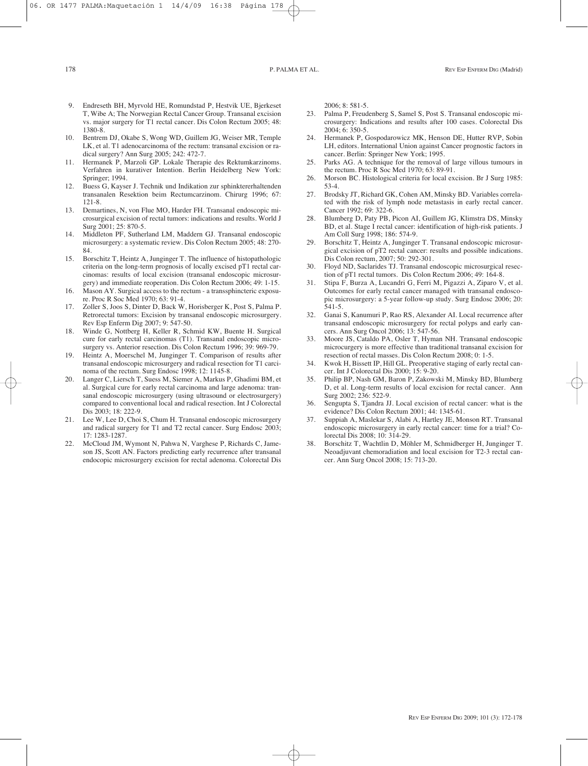9. Endreseth BH, Myrvold HE, Romundstad P, Hestvik UE, Bjerkeset T, Wibe A; The Norwegian Rectal Cancer Group. Transanal excision vs. major surgery for T1 rectal cancer. Dis Colon Rectum 2005; 48: 1380-8.
10. Bentrem DJ, Okabe S, Wong WD, Guillem JG, Weiser MR, Temple LK, et al. T1 adenocarcinoma of the rectum: transanal excision or radical surgery? Ann Surg 2005; 242: 472-7.
11. Hermanek P, Marzoli GP. Lokale Therapie des Rektumkarzinoms. Verfahren in kurativer Intention. Berlin Heidelberg New York: Springer; 1994.
12. Buess G, Kayser J. Technik und Indikation zur sphinktererhaltenden transanalen Resektion beim Rectumcarzinom. Chirurg 1996; 67: 121-8.
13. Demartines, N, von Flue MO, Harder FH. Transanal endoscopic microsurgical excision of rectal tumors: indications and results. World J Surg 2001; 25: 870-5.
14. Middleton PF, Sutherland LM, Maddern GJ. Transanal endoscopic microsurgery: a systematic review. Dis Colon Rectum 2005; 48: 270-84.
15. Borschitz T, Heintz A, Junginger T. The influence of histopathologic criteria on the long-term prognosis of locally excised pT1 rectal carcinomas: results of local excision (transanal endoscopic microsurgery) and immediate reoperation. Dis Colon Rectum 2006; 49: 1-15.
16. Mason AY. Surgical access to the rectum - a transsphincteric exposure. Proc R Soc Med 1970; 63: 91-4.
17. Zoller S, Joos S, Dinter D, Back W, Horisberger K, Post S, Palma P. Retrorectal tumors: Excision by transanal endoscopic microsurgery. Rev Esp Enferm Dig 2007; 9: 547-50.
18. Winde G, Nottberg H, Keller R, Schmid KW, Buente H. Surgical cure for early rectal carcinomas (T1). Transanal endoscopic microsurgery vs. Anterior resection. Dis Colon Rectum 1996; 39: 969-79.
19. Heintz A, Moerschel M, Junginger T. Comparison of results after transanal endoscopic microsurgery and radical resection for T1 carcinoma of the rectum. Surg Endosc 1998; 12: 1145-8.
20. Langer C, Liersch T, Suess M, Siemer A, Markus P, Ghadimi BM, et al. Surgical cure for early rectal carcinoma and large adenoma: transanal endoscopic microsurgery (using ultrasound or electrosurgery) compared to conventional local and radical resection. Int J Colorectal Dis 2003; 18: 222-9.
21. Lee W, Lee D, Choi S, Chum H. Transanal endoscopic microsurgery and radical surgery for T1 and T2 rectal cancer. Surg Endosc 2003; 17: 1283-1287.
22. McCloud JM, Wymont N, Pahwa N, Varghese P, Richards C, Jameson JS, Scott AN. Factors predicting early recurrence after transanal endocopic microsurgery excision for rectal adenoma. Colorectal Dis 2006; 8: 581-5.
23. Palma P, Freudenberg S, Samel S, Post S. Transanal endoscopic microsurgery: Indications and results after 100 cases. Colorectal Dis 2004; 6: 350-5.
24. Hermanek P, Gospodarowicz MK, Henson DE, Hutter RVP, Sobin LH, editors. International Union against Cancer prognostic factors in cancer. Berlin: Springer New York; 1995.
25. Parks AG. A technique for the removal of large villous tumours in the rectum. Proc R Soc Med 1970; 63: 89-91.
26. Morson BC. Histological criteria for local excision. Br J Surg 1985: 53-4.
27. Brodsky JT, Richard GK, Cohen AM, Minsky BD. Variables correlated with the risk of lymph node metastasis in early rectal cancer. Cancer 1992; 69: 322-6.
28. Blumberg D, Paty PB, Picon AI, Guillem JG, Klimstra DS, Minsky BD, et al. Stage I rectal cancer: identification of high-risk patients. J Am Coll Surg 1998; 186: 574-9.
29. Borschitz T, Heintz A, Junginger T. Transanal endoscopic microsurgical excision of pT2 rectal cancer: results and possible indications. Dis Colon rectum, 2007; 50: 292-301.
30. Floyd ND, Saclarides TJ. Transanal endoscopic microsurgical resection of pT1 rectal tumors. Dis Colon Rectum 2006; 49: 164-8.
31. Stipa F, Burza A, Lucandri G, Ferri M, Pigazzi A, Ziparo V, et al. Outcomes for early rectal cancer managed with transanal endoscopic microsurgery: a 5-year follow-up study. Surg Endosc 2006; 20: 541-5.
32. Ganai S, Kanumuri P, Rao RS, Alexander AI. Local recurrence after transanal endoscopic microsurgery for rectal polyps and early cancers. Ann Surg Oncol 2006; 13: 547-56.
33. Moore JS, Cataldo PA, Osler T, Hyman NH. Transanal endoscopic microcurgery is more effective than traditional transanal excision for resection of rectal masses. Dis Colon Rectum 2008; 0: 1-5.
34. Kwok H, Bissett IP, Hill GL. Preoperative staging of early rectal cancer. Int J Colorectal Dis 2000; 15: 9-20.
35. Philip BP, Nash GM, Baron P, Zakowski M, Minsky BD, Blumberg D, et al. Long-term results of local excision for rectal cancer. Ann Surg 2002; 236: 522-9.
36. Sengupta S, Tjandra JJ. Local excision of rectal cancer: what is the evidence? Dis Colon Rectum 2001; 44: 1345-61.
37. Suppiah A, Maslekar S, Alabi A, Hartley JE, Monson RT. Transanal endoscopic microsurgery in early rectal cancer: time for a trial? Colorectal Dis 2008; 10: 314-29.
38. Borschitz T, Wachtlin D, Möhler M, Schmidberger H, Junginger T. Neoadjuvant chemoradiation and local excision for T2-3 rectal cancer. Ann Surg Oncol 2008; 15: 713-20.